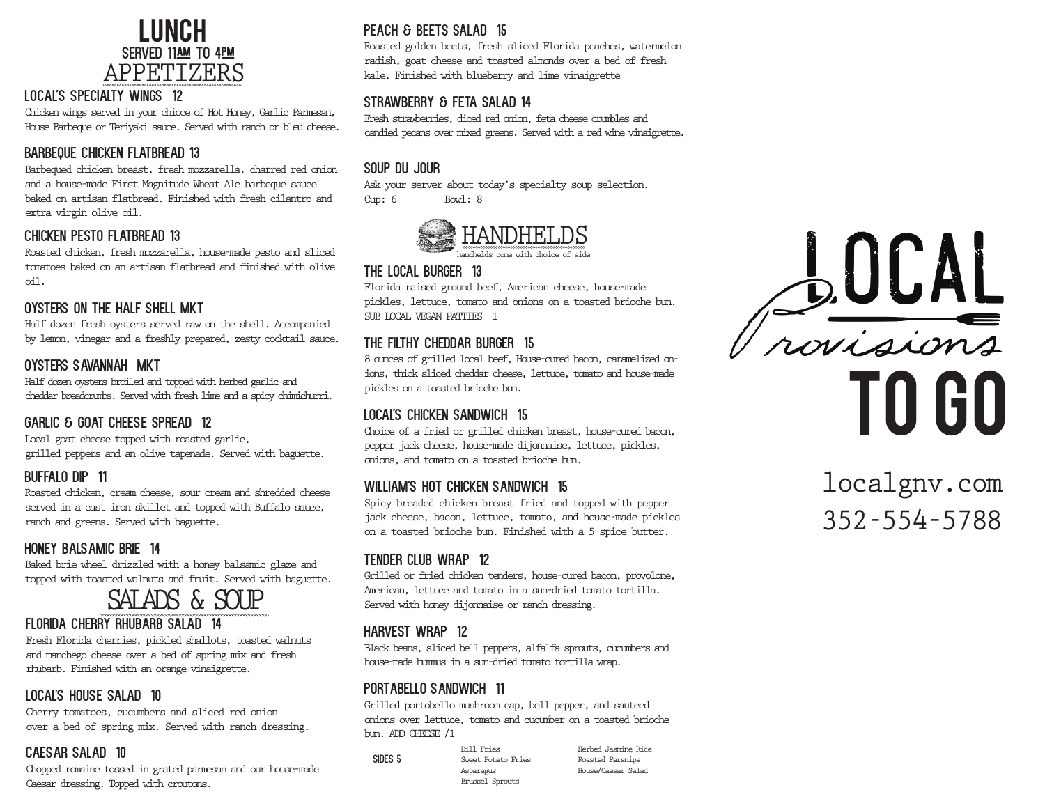# LUNCH

SERVED 11AM TO 4PM

## APPETIZERS

### LOCAL'S SPECIALTY WINGS 12

Chicken wings served in your chioce of Hot Honey, Garlic Parmesan, House Barbeque or Teriyaki sauce. Served with ranch or bleu cheese.

### BARBEQUE CHICKEN FLATBREAD 13

Barbequed chicken breast, fresh mozzarella, charred red onion and a house-made First Magnitude Wheat Ale barbeque sauce baked on artisan flatbread. Finished with fresh cilantro and extra virgin olive oil.

### CHICKEN PESTO FLATBREAD 13

Roasted chicken, fresh mozzarella, house-made pesto and sliced tomatoes baked on an artisan flatbread and finished with olive oil.

### OYSTERS ON THE HALF SHELL MKT

Half dozen fresh oysters served raw on the shell. Accompanied by lemon, vinegar and a freshly prepared, zesty cocktail sauce.

### OYSTERS SAVANNAH MKT

Half dozen oysters broiled and topped with herbed garlic and cheddar breadcrumbs. Served with fresh lime and a spicy chimichurri.

### GARLIC & GOAT CHEESE SPREAD 12

Local goat cheese topped with roasted garlic, grilled peppers and an olive tapenade. Served with baguette.

### BUFFALO DIP 11

Roasted chicken, cream cheese, sour cream and shredded cheese served in a cast iron skillet and topped with Buffalo sauce, ranch and greens. Served with baguette.

### HONEY BALSAMIC BRIE 14

Baked brie wheel drizzled with a honey balsamic glaze and topped with toasted walnuts and fruit. Served with baguette.

## SALADS & SOUP

### FLORIDA CHERRY RHUBARB SALAD 14

Fresh Florida cherries, pickled shallots, toasted walnuts and manchego cheese over a bed of spring mix and fresh rhubarb. Finished with an orange vinaigrette.

### LOCAL'S HOUSE SALAD 10

Cherry tomatoes, cucumbers and sliced red onion over a bed of spring mix. Served with ranch dressing.

### CAESAR SALAD 10

Chopped romaine tossed in grated parmesan and our house-made Caesar dressing. Topped with croutons.

### PEACH & BEETS SALAD 15

Roasted golden beets, fresh sliced Florida peaches, watermelon radish, goat cheese and toasted almonds over a bed of fresh kale. Finished with blueberry and lime vinaigrette

### STRAWBERRY & FETA SALAD 14

Fresh strawberries, diced red onion, feta cheese crumbles and candied pecans over mixed greens. Served with a red wine vinaigrette.

### SOUP DU JOUR

Ask your server about today's specialty soup selection.
Cup: 6 Bowl: 8

## HANDHELDS

handhelds come with choice of side

### THE LOCAL BURGER 13

Florida raised ground beef, American cheese, house-made pickles, lettuce, tomato and onions on a toasted brioche bun.
SUB LOCAL VEGAN PATTIES 1

### THE FILTHY CHEDDAR BURGER 15

8 ounces of grilled local beef, House-cured bacon, caramelized onions, thick sliced cheddar cheese, lettuce, tomato and house-made pickles on a toasted brioche bun.

### LOCAL'S CHICKEN SANDWICH 15

Choice of a fried or grilled chicken breast, house-cured bacon, pepper jack cheese, house-made dijonnaise, lettuce, pickles, onions, and tomato on a toasted brioche bun.

### WILLIAM'S HOT CHICKEN SANDWICH 15

Spicy breaded chicken breast fried and topped with pepper jack cheese, bacon, lettuce, tomato, and house-made pickles on a toasted brioche bun. Finished with a 5 spice butter.

### TENDER CLUB WRAP 12

Grilled or fried chicken tenders, house-cured bacon, provolone, American, lettuce and tomato in a sun-dried tomato tortilla. Served with honey dijonnaise or ranch dressing.

### HARVEST WRAP 12

Black beans, sliced bell peppers, alfalfa sprouts, cucumbers and house-made hummus in a sun-dried tomato tortilla wrap.

### PORTABELLO SANDWICH 11

Grilled portobello mushroom cap, bell pepper, and sauteed onions over lettuce, tomato and cucumber on a toasted brioche bun. ADD CHEESE /1

**SIDES 5**

- Dill Fries
- Sweet Potato Fries
- Asparagus
- Brussel Sprouts
- Herbed Jasmine Rice
- Roasted Parsnips
- House/Caesar Salad

# LOCAL Provisions TO GO

localgnv.com
352-554-5788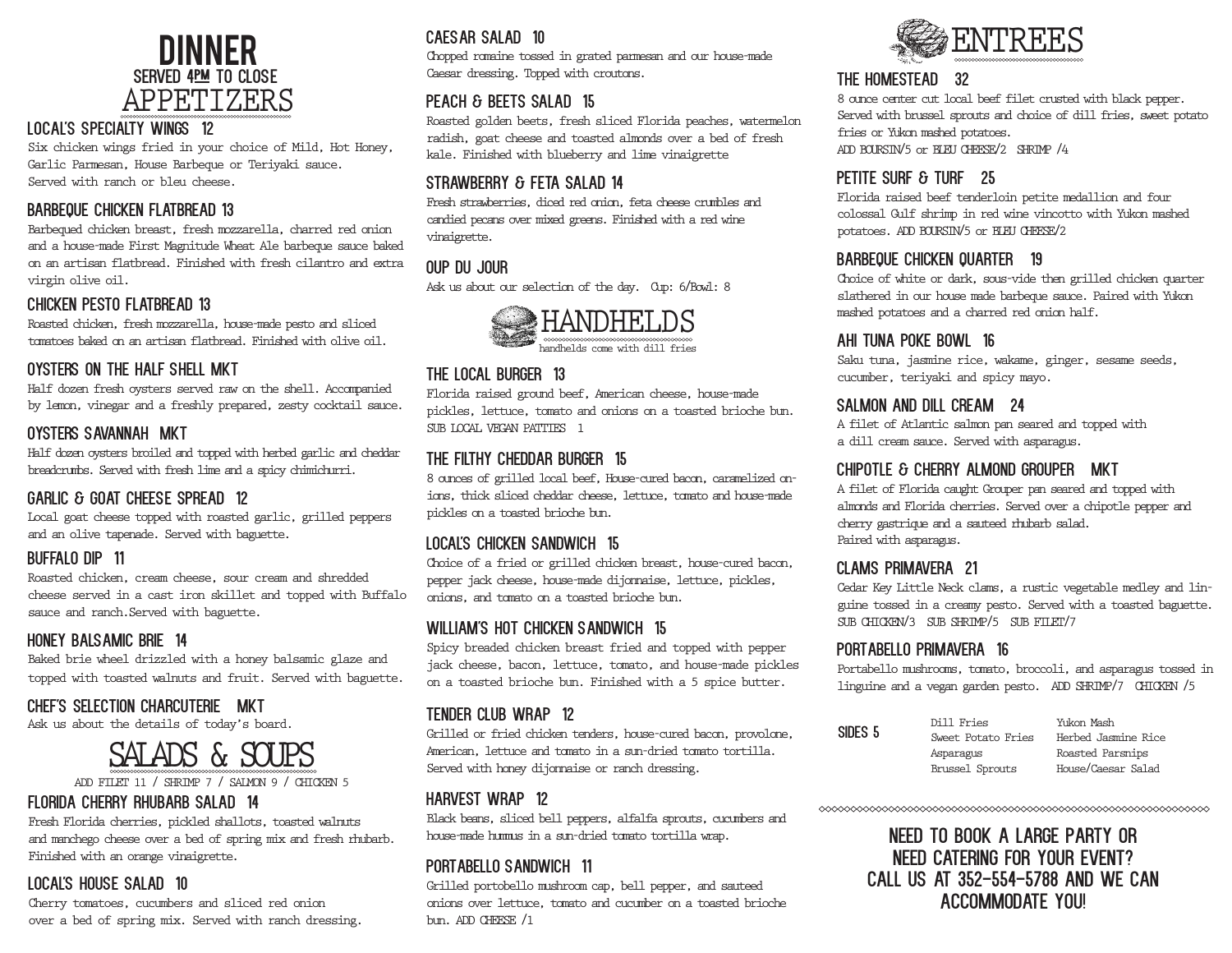# DINNER

SERVED 4PM TO CLOSE

## APPETIZERS

### LOCAL'S SPECIALTY WINGS 12
Six chicken wings fried in your choice of Mild, Hot Honey, Garlic Parmesan, House Barbeque or Teriyaki sauce. Served with ranch or bleu cheese.

### BARBEQUE CHICKEN FLATBREAD 13
Barbequed chicken breast, fresh mozzarella, charred red onion and a house-made First Magnitude Wheat Ale barbeque sauce baked on an artisan flatbread. Finished with fresh cilantro and extra virgin olive oil.

### CHICKEN PESTO FLATBREAD 13
Roasted chicken, fresh mozzarella, house-made pesto and sliced tomatoes baked on an artisan flatbread. Finished with olive oil.

### OYSTERS ON THE HALF SHELL MKT
Half dozen fresh oysters served raw on the shell. Accompanied by lemon, vinegar and a freshly prepared, zesty cocktail sauce.

### OYSTERS SAVANNAH MKT
Half dozen oysters broiled and topped with herbed garlic and cheddar breadcrumbs. Served with fresh lime and a spicy chimichurri.

### GARLIC & GOAT CHEESE SPREAD 12
Local goat cheese topped with roasted garlic, grilled peppers and an olive tapenade. Served with baguette.

### BUFFALO DIP 11
Roasted chicken, cream cheese, sour cream and shredded cheese served in a cast iron skillet and topped with Buffalo sauce and ranch.Served with baguette.

### HONEY BALSAMIC BRIE 14
Baked brie wheel drizzled with a honey balsamic glaze and topped with toasted walnuts and fruit. Served with baguette.

### CHEF'S SELECTION CHARCUTERIE MKT
Ask us about the details of today's board.

## SALADS & SOUPS

ADD FILET 11 / SHRIMP 7 / SALMON 9 / CHICKEN 5

### FLORIDA CHERRY RHUBARB SALAD 14
Fresh Florida cherries, pickled shallots, toasted walnuts and manchego cheese over a bed of spring mix and fresh rhubarb. Finished with an orange vinaigrette.

### LOCAL'S HOUSE SALAD 10
Cherry tomatoes, cucumbers and sliced red onion over a bed of spring mix. Served with ranch dressing.

### CAESAR SALAD 10
Chopped romaine tossed in grated parmesan and our house-made Caesar dressing. Topped with croutons.

### PEACH & BEETS SALAD 15
Roasted golden beets, fresh sliced Florida peaches, watermelon radish, goat cheese and toasted almonds over a bed of fresh kale. Finished with blueberry and lime vinaigrette

### STRAWBERRY & FETA SALAD 14
Fresh strawberries, diced red onion, feta cheese crumbles and candied pecans over mixed greens. Finished with a red wine vinaigrette.

### OUP DU JOUR
Ask us about our selection of the day. Cup: 6/Bowl: 8

## HANDHELDS

handhelds come with dill fries

### THE LOCAL BURGER 13
Florida raised ground beef, American cheese, house-made pickles, lettuce, tomato and onions on a toasted brioche bun.
SUB LOCAL VEGAN PATTIES 1

### THE FILTHY CHEDDAR BURGER 15
8 ounces of grilled local beef, House-cured bacon, caramelized onions, thick sliced cheddar cheese, lettuce, tomato and house-made pickles on a toasted brioche bun.

### LOCAL'S CHICKEN SANDWICH 15
Choice of a fried or grilled chicken breast, house-cured bacon, pepper jack cheese, house-made dijonnaise, lettuce, pickles, onions, and tomato on a toasted brioche bun.

### WILLIAM'S HOT CHICKEN SANDWICH 15
Spicy breaded chicken breast fried and topped with pepper jack cheese, bacon, lettuce, tomato, and house-made pickles on a toasted brioche bun. Finished with a 5 spice butter.

### TENDER CLUB WRAP 12
Grilled or fried chicken tenders, house-cured bacon, provolone, American, lettuce and tomato in a sun-dried tomato tortilla. Served with honey dijonnaise or ranch dressing.

### HARVEST WRAP 12
Black beans, sliced bell peppers, alfalfa sprouts, cucumbers and house-made hummus in a sun-dried tomato tortilla wrap.

### PORTABELLO SANDWICH 11
Grilled portobello mushroom cap, bell pepper, and sauteed onions over lettuce, tomato and cucumber on a toasted brioche bun. ADD CHEESE /1

## ENTREES

### THE HOMESTEAD 32
8 ounce center cut local beef filet crusted with black pepper. Served with brussel sprouts and choice of dill fries, sweet potato fries or Yukon mashed potatoes.
ADD BOURSIN/5 or BLEU CHEESE/2 SHRIMP /4

### PETITE SURF & TURF 25
Florida raised beef tenderloin petite medallion and four colossal Gulf shrimp in red wine vincotto with Yukon mashed potatoes. ADD BOURSIN/5 or BLEU CHEESE/2

### BARBEQUE CHICKEN QUARTER 19
Choice of white or dark, sous-vide then grilled chicken quarter slathered in our house made barbeque sauce. Paired with Yukon mashed potatoes and a charred red onion half.

### AHI TUNA POKE BOWL 16
Saku tuna, jasmine rice, wakame, ginger, sesame seeds, cucumber, teriyaki and spicy mayo.

### SALMON AND DILL CREAM 24
A filet of Atlantic salmon pan seared and topped with a dill cream sauce. Served with asparagus.

### CHIPOTLE & CHERRY ALMOND GROUPER MKT
A filet of Florida caught Grouper pan seared and topped with almonds and Florida cherries. Served over a chipotle pepper and cherry gastrique and a sauteed rhubarb salad.
Paired with asparagus.

### CLAMS PRIMAVERA 21
Cedar Key Little Neck clams, a rustic vegetable medley and linguine tossed in a creamy pesto. Served with a toasted baguette.
SUB CHICKEN/3 SUB SHRIMP/5 SUB FILET/7

### PORTABELLO PRIMAVERA 16
Portabello mushrooms, tomato, broccoli, and asparagus tossed in linguine and a vegan garden pesto. ADD SHRIMP/7 CHICKEN /5

### SIDES 5

- Dill Fries
- Sweet Potato Fries
- Asparagus
- Brussel Sprouts
- Yukon Mash
- Herbed Jasmine Rice
- Roasted Parsnips
- House/Caesar Salad

**NEED TO BOOK A LARGE PARTY OR NEED CATERING FOR YOUR EVENT? CALL US AT 352-554-5788 AND WE CAN ACCOMMODATE YOU!**